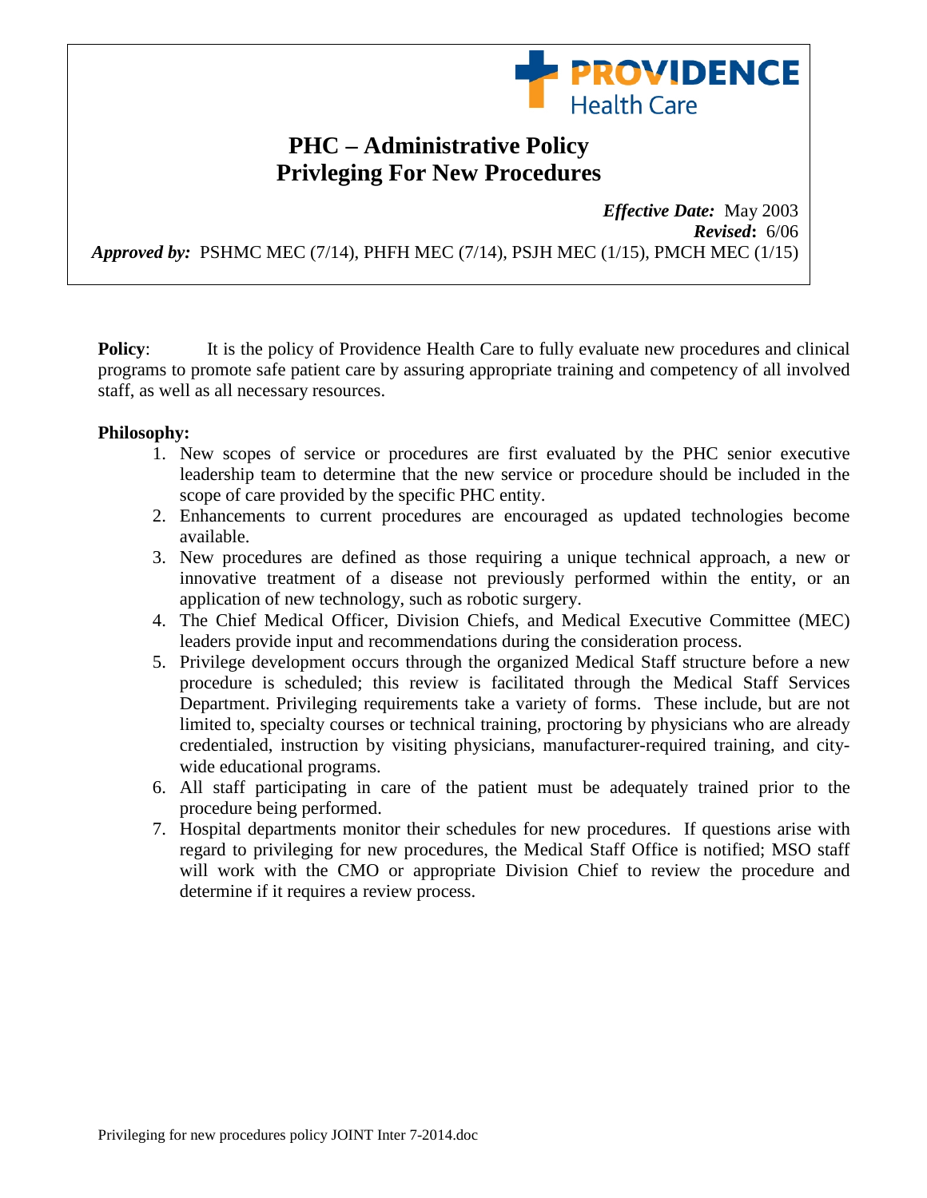PROVIDENCE Health Care

# PHC – Administrative Policy
# Privleging For New Procedures

***Effective Date:*** May 2003
***Revised*:** 6/06
***Approved by:*** PSHMC MEC (7/14), PHFH MEC (7/14), PSJH MEC (1/15), PMCH MEC (1/15)

**Policy**: It is the policy of Providence Health Care to fully evaluate new procedures and clinical programs to promote safe patient care by assuring appropriate training and competency of all involved staff, as well as all necessary resources.

**Philosophy:**

1. New scopes of service or procedures are first evaluated by the PHC senior executive leadership team to determine that the new service or procedure should be included in the scope of care provided by the specific PHC entity.
2. Enhancements to current procedures are encouraged as updated technologies become available.
3. New procedures are defined as those requiring a unique technical approach, a new or innovative treatment of a disease not previously performed within the entity, or an application of new technology, such as robotic surgery.
4. The Chief Medical Officer, Division Chiefs, and Medical Executive Committee (MEC) leaders provide input and recommendations during the consideration process.
5. Privilege development occurs through the organized Medical Staff structure before a new procedure is scheduled; this review is facilitated through the Medical Staff Services Department. Privileging requirements take a variety of forms. These include, but are not limited to, specialty courses or technical training, proctoring by physicians who are already credentialed, instruction by visiting physicians, manufacturer-required training, and city-wide educational programs.
6. All staff participating in care of the patient must be adequately trained prior to the procedure being performed.
7. Hospital departments monitor their schedules for new procedures. If questions arise with regard to privileging for new procedures, the Medical Staff Office is notified; MSO staff will work with the CMO or appropriate Division Chief to review the procedure and determine if it requires a review process.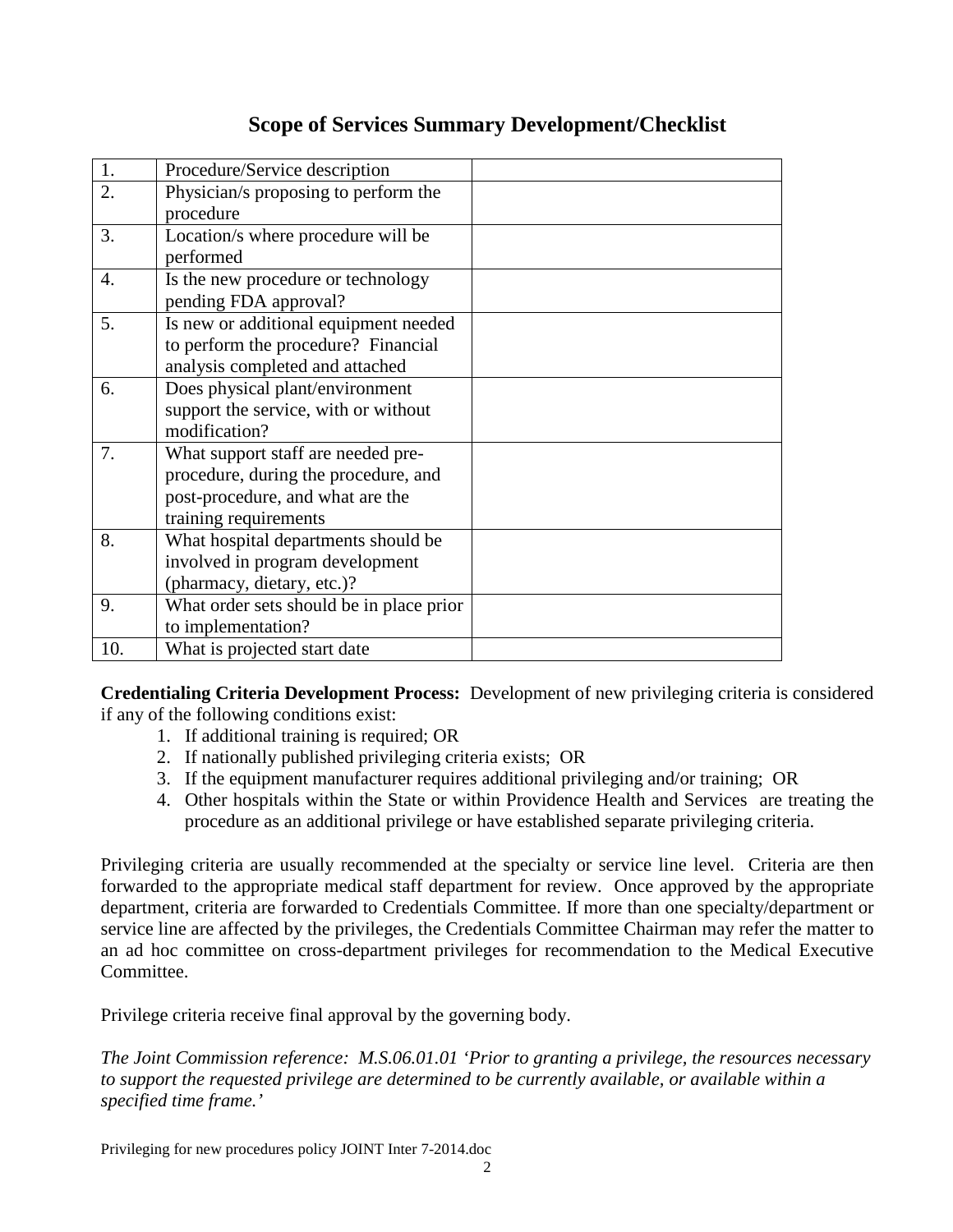## Scope of Services Summary Development/Checklist

| | | |
|---|---|---|
| 1. | Procedure/Service description | |
| 2. | Physician/s proposing to perform the procedure | |
| 3. | Location/s where procedure will be performed | |
| 4. | Is the new procedure or technology pending FDA approval? | |
| 5. | Is new or additional equipment needed to perform the procedure? Financial analysis completed and attached | |
| 6. | Does physical plant/environment support the service, with or without modification? | |
| 7. | What support staff are needed pre-procedure, during the procedure, and post-procedure, and what are the training requirements | |
| 8. | What hospital departments should be involved in program development (pharmacy, dietary, etc.)? | |
| 9. | What order sets should be in place prior to implementation? | |
| 10. | What is projected start date | |

**Credentialing Criteria Development Process:** Development of new privileging criteria is considered if any of the following conditions exist:

1. If additional training is required; OR
2. If nationally published privileging criteria exists; OR
3. If the equipment manufacturer requires additional privileging and/or training; OR
4. Other hospitals within the State or within Providence Health and Services are treating the procedure as an additional privilege or have established separate privileging criteria.

Privileging criteria are usually recommended at the specialty or service line level. Criteria are then forwarded to the appropriate medical staff department for review. Once approved by the appropriate department, criteria are forwarded to Credentials Committee. If more than one specialty/department or service line are affected by the privileges, the Credentials Committee Chairman may refer the matter to an ad hoc committee on cross-department privileges for recommendation to the Medical Executive Committee.

Privilege criteria receive final approval by the governing body.

*The Joint Commission reference: M.S.06.01.01 'Prior to granting a privilege, the resources necessary to support the requested privilege are determined to be currently available, or available within a specified time frame.'*

Privileging for new procedures policy JOINT Inter 7-2014.doc